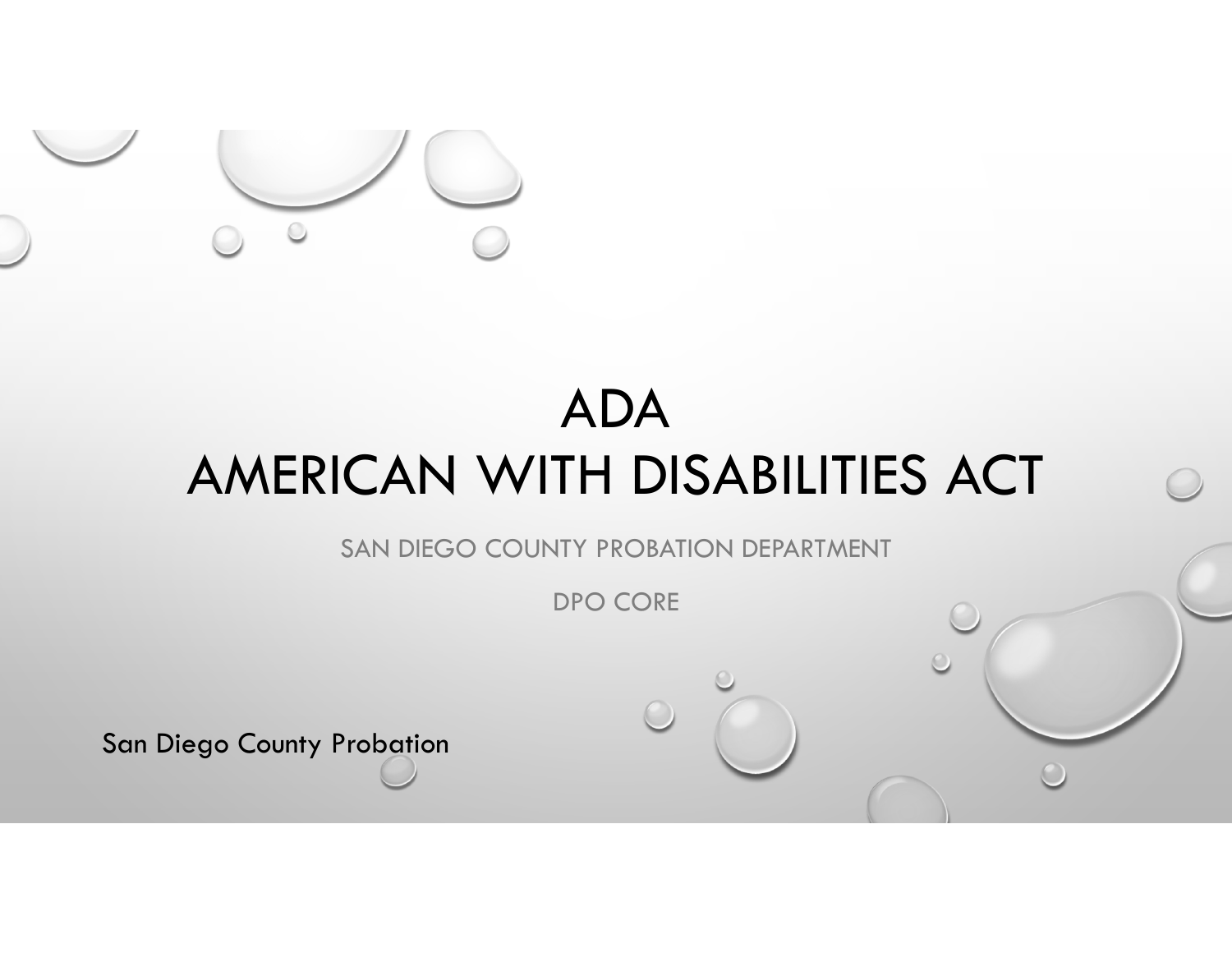# ADA
# AMERICAN WITH DISABILITIES ACT

SAN DIEGO COUNTY PROBATION DEPARTMENT

DPO CORE

San Diego County Probation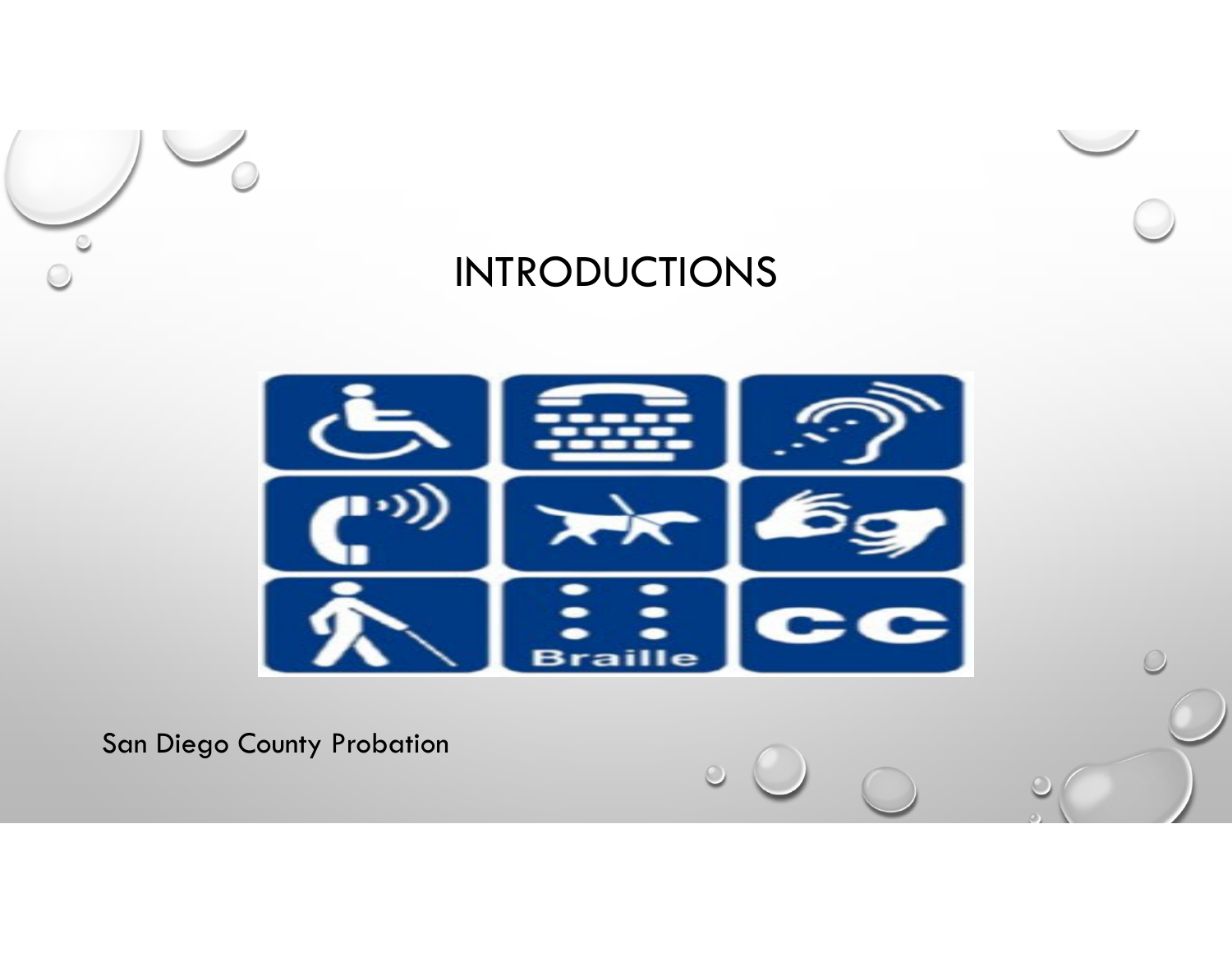# INTRODUCTIONS

San Diego County Probation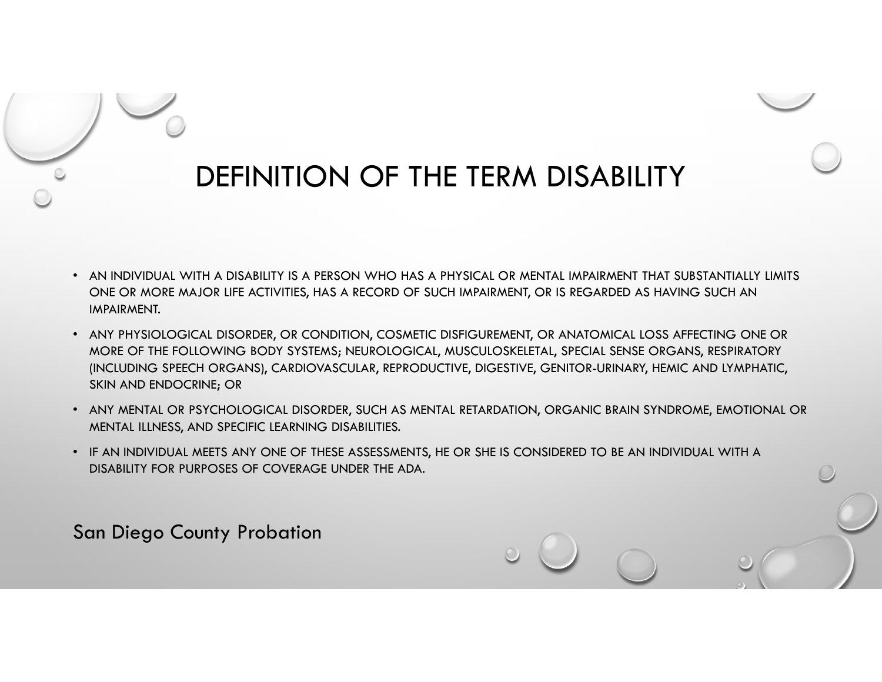# DEFINITION OF THE TERM DISABILITY

- AN INDIVIDUAL WITH A DISABILITY IS A PERSON WHO HAS A PHYSICAL OR MENTAL IMPAIRMENT THAT SUBSTANTIALLY LIMITS ONE OR MORE MAJOR LIFE ACTIVITIES, HAS A RECORD OF SUCH IMPAIRMENT, OR IS REGARDED AS HAVING SUCH AN IMPAIRMENT.
- ANY PHYSIOLOGICAL DISORDER, OR CONDITION, COSMETIC DISFIGUREMENT, OR ANATOMICAL LOSS AFFECTING ONE OR MORE OF THE FOLLOWING BODY SYSTEMS; NEUROLOGICAL, MUSCULOSKELETAL, SPECIAL SENSE ORGANS, RESPIRATORY (INCLUDING SPEECH ORGANS), CARDIOVASCULAR, REPRODUCTIVE, DIGESTIVE, GENITOR-URINARY, HEMIC AND LYMPHATIC, SKIN AND ENDOCRINE; OR
- ANY MENTAL OR PSYCHOLOGICAL DISORDER, SUCH AS MENTAL RETARDATION, ORGANIC BRAIN SYNDROME, EMOTIONAL OR MENTAL ILLNESS, AND SPECIFIC LEARNING DISABILITIES.
- IF AN INDIVIDUAL MEETS ANY ONE OF THESE ASSESSMENTS, HE OR SHE IS CONSIDERED TO BE AN INDIVIDUAL WITH A DISABILITY FOR PURPOSES OF COVERAGE UNDER THE ADA.

San Diego County Probation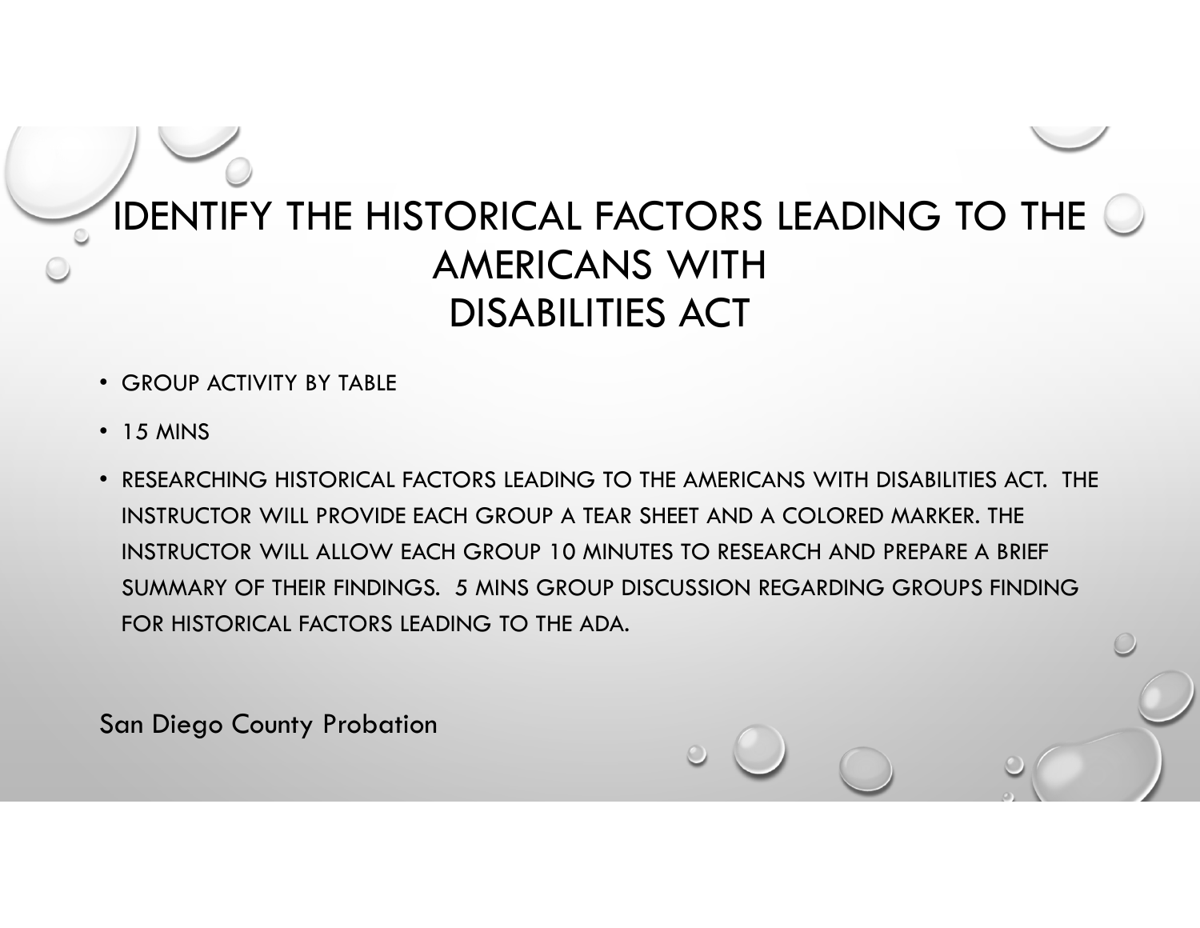# IDENTIFY THE HISTORICAL FACTORS LEADING TO THE AMERICANS WITH DISABILITIES ACT

- GROUP ACTIVITY BY TABLE
- 15 MINS
- RESEARCHING HISTORICAL FACTORS LEADING TO THE AMERICANS WITH DISABILITIES ACT. THE INSTRUCTOR WILL PROVIDE EACH GROUP A TEAR SHEET AND A COLORED MARKER. THE INSTRUCTOR WILL ALLOW EACH GROUP 10 MINUTES TO RESEARCH AND PREPARE A BRIEF SUMMARY OF THEIR FINDINGS. 5 MINS GROUP DISCUSSION REGARDING GROUPS FINDING FOR HISTORICAL FACTORS LEADING TO THE ADA.

San Diego County Probation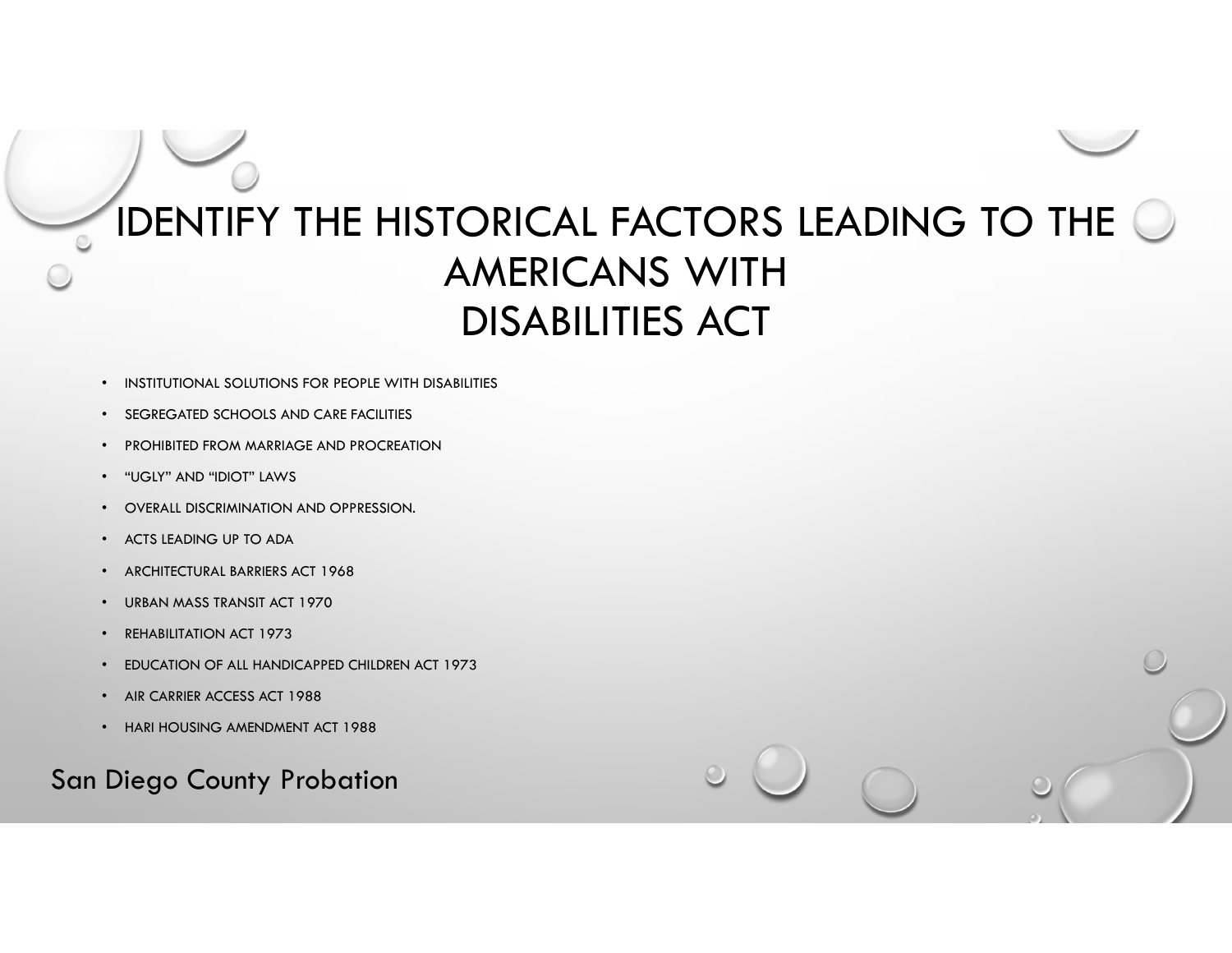# IDENTIFY THE HISTORICAL FACTORS LEADING TO THE AMERICANS WITH DISABILITIES ACT

- INSTITUTIONAL SOLUTIONS FOR PEOPLE WITH DISABILITIES
- SEGREGATED SCHOOLS AND CARE FACILITIES
- PROHIBITED FROM MARRIAGE AND PROCREATION
- "UGLY" AND "IDIOT" LAWS
- OVERALL DISCRIMINATION AND OPPRESSION.
- ACTS LEADING UP TO ADA
- ARCHITECTURAL BARRIERS ACT 1968
- URBAN MASS TRANSIT ACT 1970
- REHABILITATION ACT 1973
- EDUCATION OF ALL HANDICAPPED CHILDREN ACT 1973
- AIR CARRIER ACCESS ACT 1988
- HARI HOUSING AMENDMENT ACT 1988

San Diego County Probation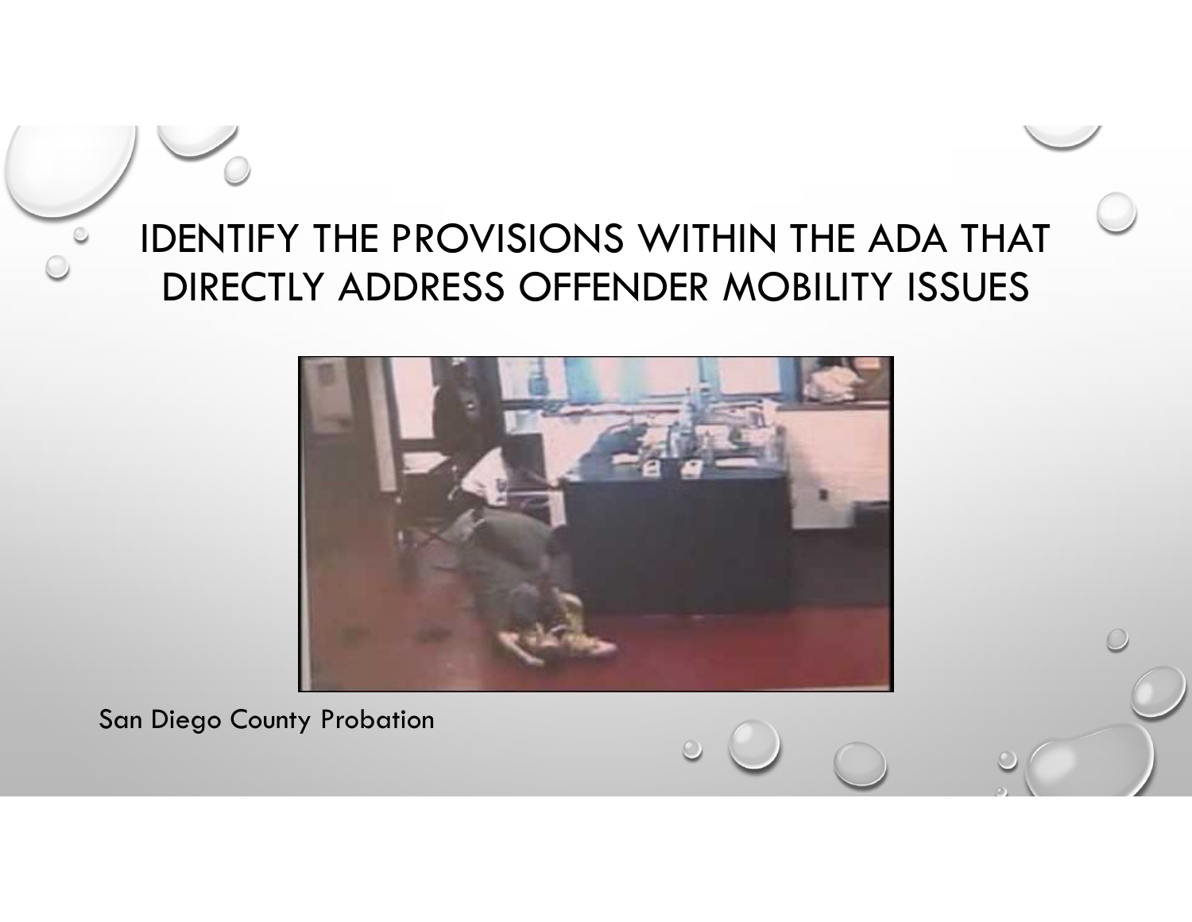# IDENTIFY THE PROVISIONS WITHIN THE ADA THAT DIRECTLY ADDRESS OFFENDER MOBILITY ISSUES

San Diego County Probation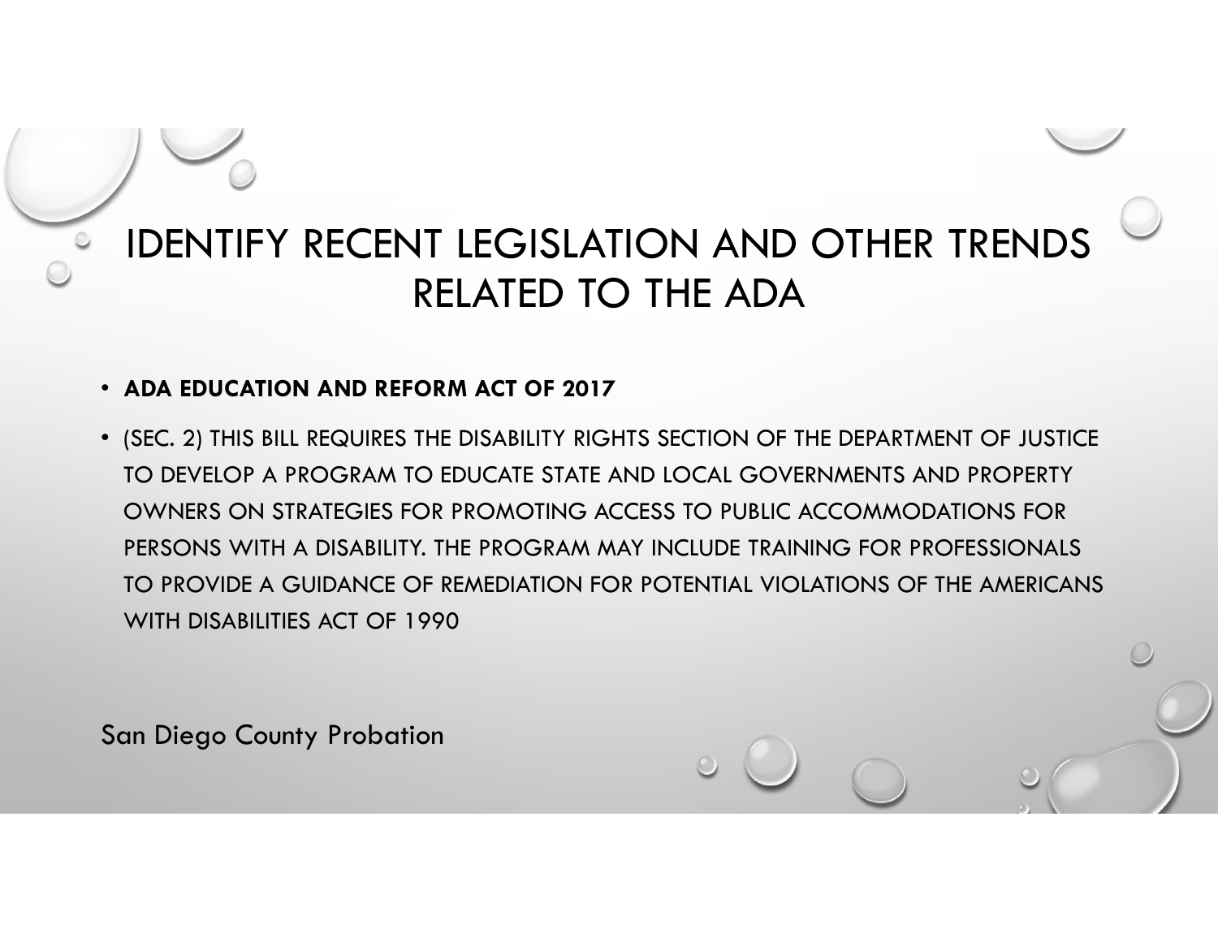# IDENTIFY RECENT LEGISLATION AND OTHER TRENDS RELATED TO THE ADA

- **ADA EDUCATION AND REFORM ACT OF 2017**
- (SEC. 2) THIS BILL REQUIRES THE DISABILITY RIGHTS SECTION OF THE DEPARTMENT OF JUSTICE TO DEVELOP A PROGRAM TO EDUCATE STATE AND LOCAL GOVERNMENTS AND PROPERTY OWNERS ON STRATEGIES FOR PROMOTING ACCESS TO PUBLIC ACCOMMODATIONS FOR PERSONS WITH A DISABILITY. THE PROGRAM MAY INCLUDE TRAINING FOR PROFESSIONALS TO PROVIDE A GUIDANCE OF REMEDIATION FOR POTENTIAL VIOLATIONS OF THE AMERICANS WITH DISABILITIES ACT OF 1990

San Diego County Probation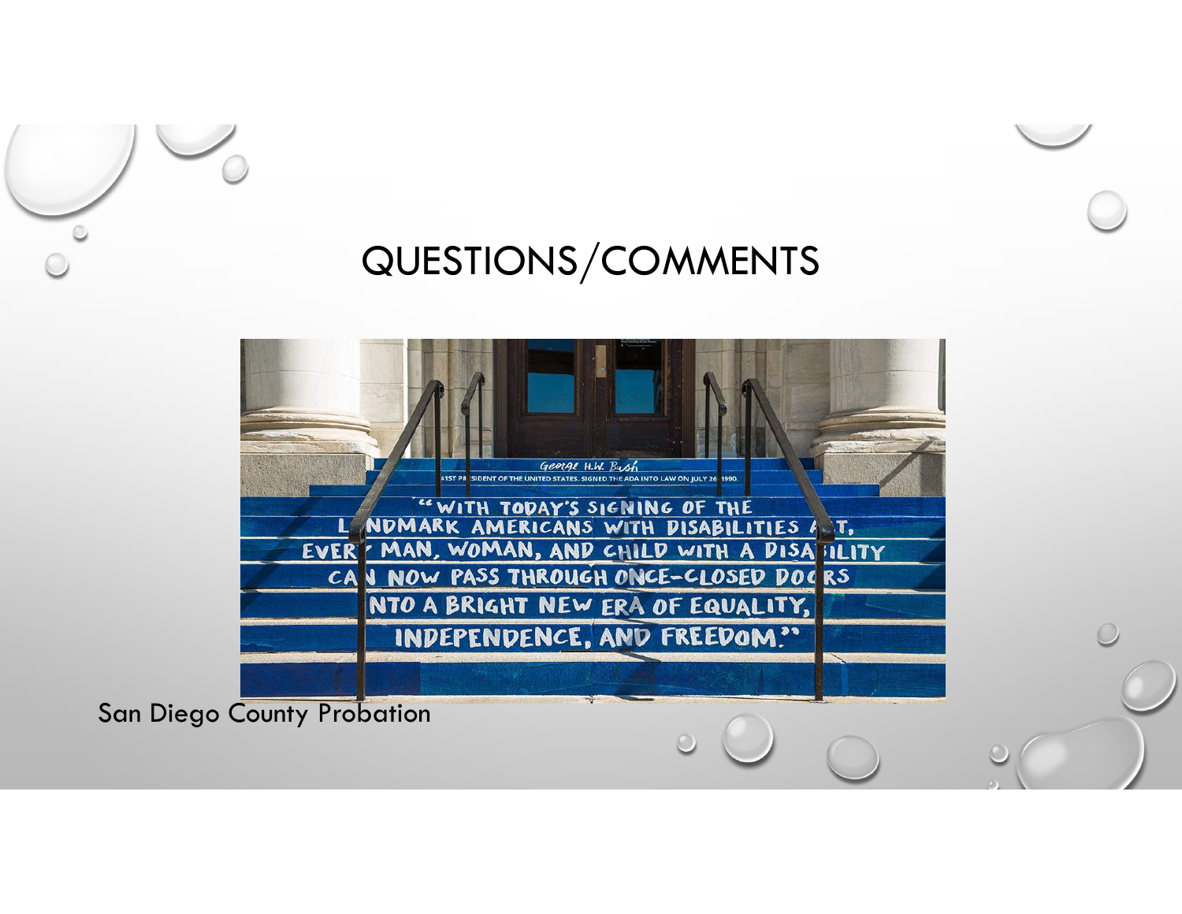# QUESTIONS/COMMENTS

San Diego County Probation